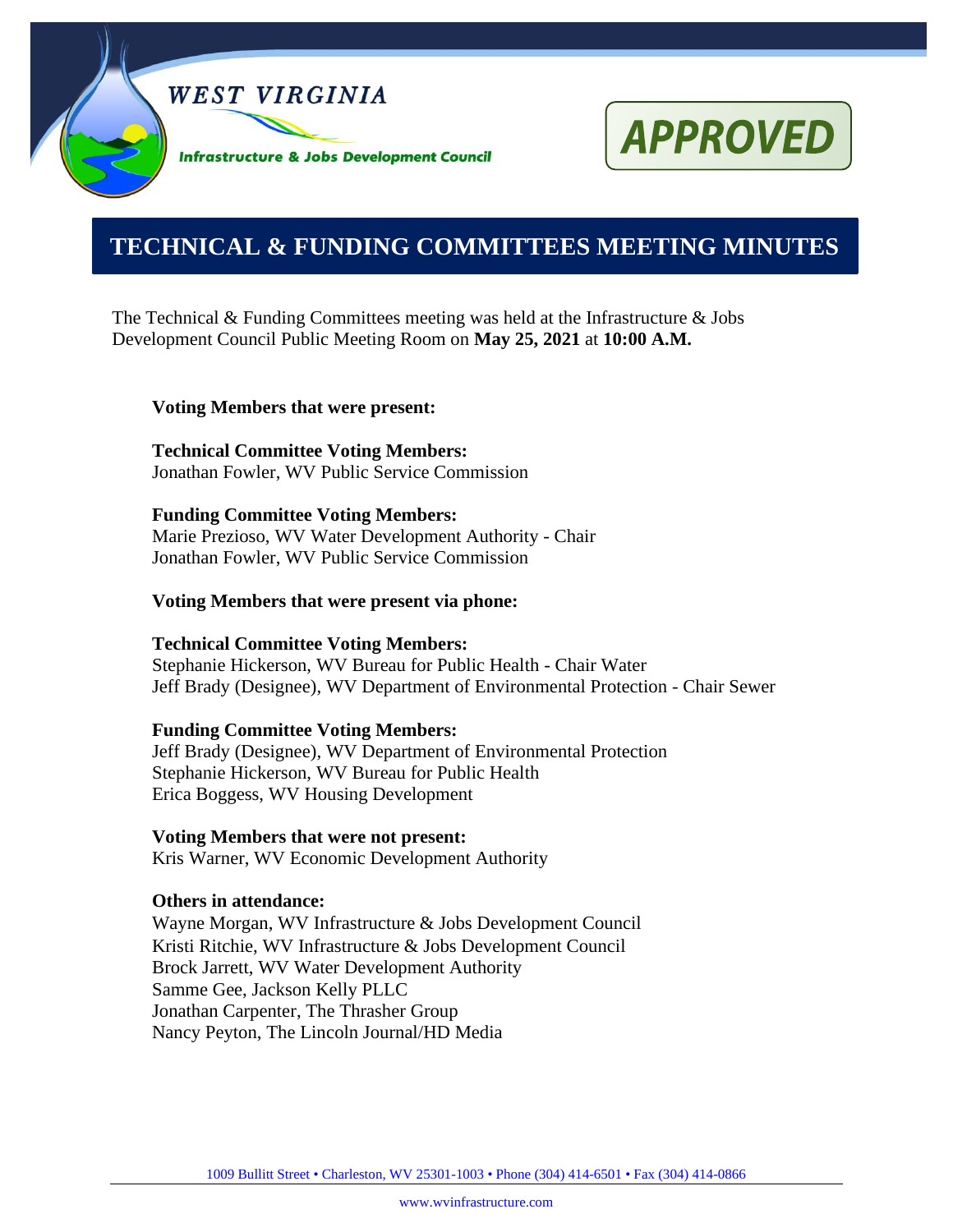WEST VIRGINIA

Infrastructure & Jobs Development Council

APPROVED

# TECHNICAL & FUNDING COMMITTEES MEETING MINUTES

The Technical & Funding Committees meeting was held at the Infrastructure & Jobs Development Council Public Meeting Room on **May 25, 2021** at **10:00 A.M.**

**Voting Members that were present:**

**Technical Committee Voting Members:**
Jonathan Fowler, WV Public Service Commission

**Funding Committee Voting Members:**
Marie Prezioso, WV Water Development Authority - Chair
Jonathan Fowler, WV Public Service Commission

**Voting Members that were present via phone:**

**Technical Committee Voting Members:**
Stephanie Hickerson, WV Bureau for Public Health - Chair Water
Jeff Brady (Designee), WV Department of Environmental Protection - Chair Sewer

**Funding Committee Voting Members:**
Jeff Brady (Designee), WV Department of Environmental Protection
Stephanie Hickerson, WV Bureau for Public Health
Erica Boggess, WV Housing Development

**Voting Members that were not present:**
Kris Warner, WV Economic Development Authority

**Others in attendance:**
Wayne Morgan, WV Infrastructure & Jobs Development Council
Kristi Ritchie, WV Infrastructure & Jobs Development Council
Brock Jarrett, WV Water Development Authority
Samme Gee, Jackson Kelly PLLC
Jonathan Carpenter, The Thrasher Group
Nancy Peyton, The Lincoln Journal/HD Media

1009 Bullitt Street • Charleston, WV 25301-1003 • Phone (304) 414-6501 • Fax (304) 414-0866

www.wvinfrastructure.com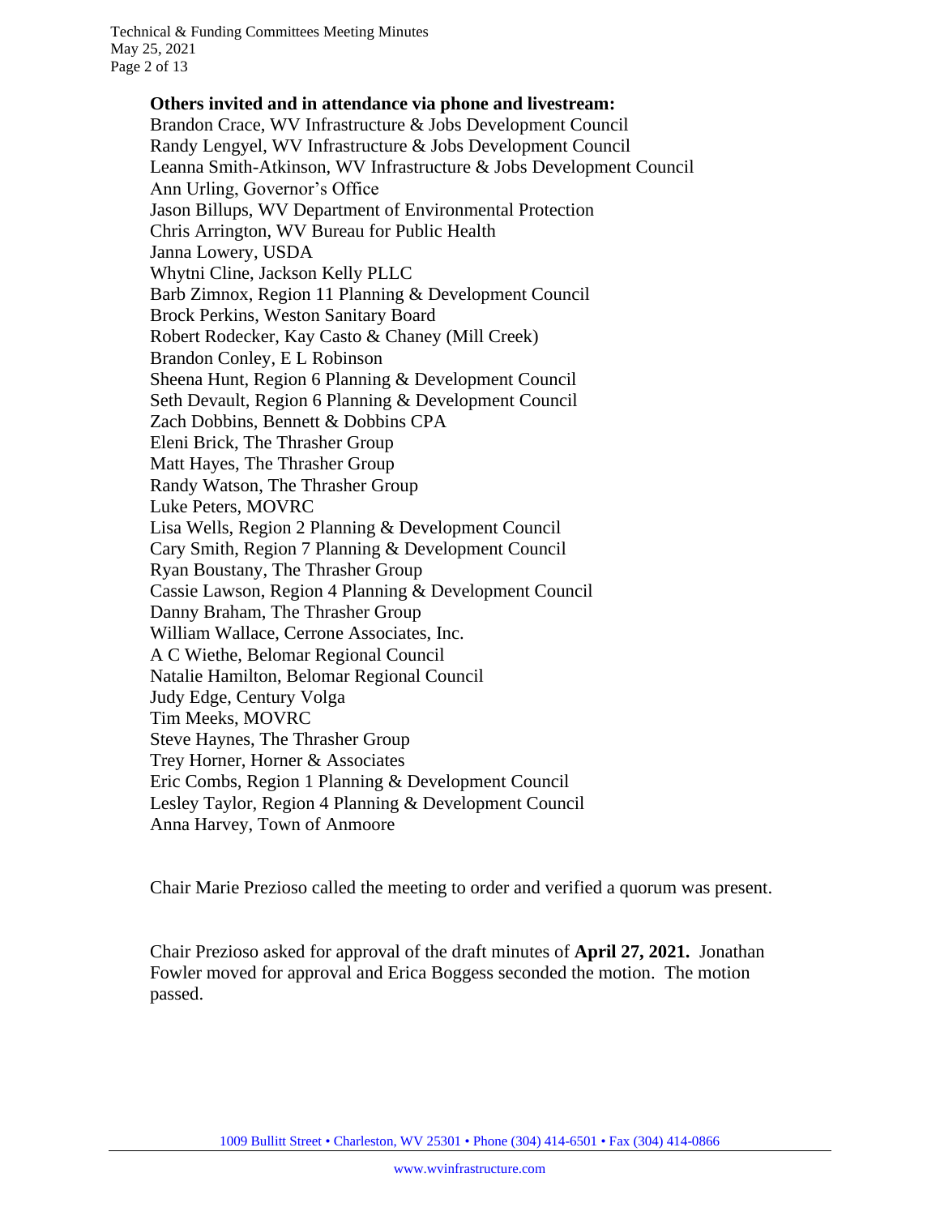**Others invited and in attendance via phone and livestream:**

Brandon Crace, WV Infrastructure & Jobs Development Council
Randy Lengyel, WV Infrastructure & Jobs Development Council
Leanna Smith-Atkinson, WV Infrastructure & Jobs Development Council
Ann Urling, Governor's Office
Jason Billups, WV Department of Environmental Protection
Chris Arrington, WV Bureau for Public Health
Janna Lowery, USDA
Whytni Cline, Jackson Kelly PLLC
Barb Zimnox, Region 11 Planning & Development Council
Brock Perkins, Weston Sanitary Board
Robert Rodecker, Kay Casto & Chaney (Mill Creek)
Brandon Conley, E L Robinson
Sheena Hunt, Region 6 Planning & Development Council
Seth Devault, Region 6 Planning & Development Council
Zach Dobbins, Bennett & Dobbins CPA
Eleni Brick, The Thrasher Group
Matt Hayes, The Thrasher Group
Randy Watson, The Thrasher Group
Luke Peters, MOVRC
Lisa Wells, Region 2 Planning & Development Council
Cary Smith, Region 7 Planning & Development Council
Ryan Boustany, The Thrasher Group
Cassie Lawson, Region 4 Planning & Development Council
Danny Braham, The Thrasher Group
William Wallace, Cerrone Associates, Inc.
A C Wiethe, Belomar Regional Council
Natalie Hamilton, Belomar Regional Council
Judy Edge, Century Volga
Tim Meeks, MOVRC
Steve Haynes, The Thrasher Group
Trey Horner, Horner & Associates
Eric Combs, Region 1 Planning & Development Council
Lesley Taylor, Region 4 Planning & Development Council
Anna Harvey, Town of Anmoore

Chair Marie Prezioso called the meeting to order and verified a quorum was present.

Chair Prezioso asked for approval of the draft minutes of **April 27, 2021.** Jonathan Fowler moved for approval and Erica Boggess seconded the motion. The motion passed.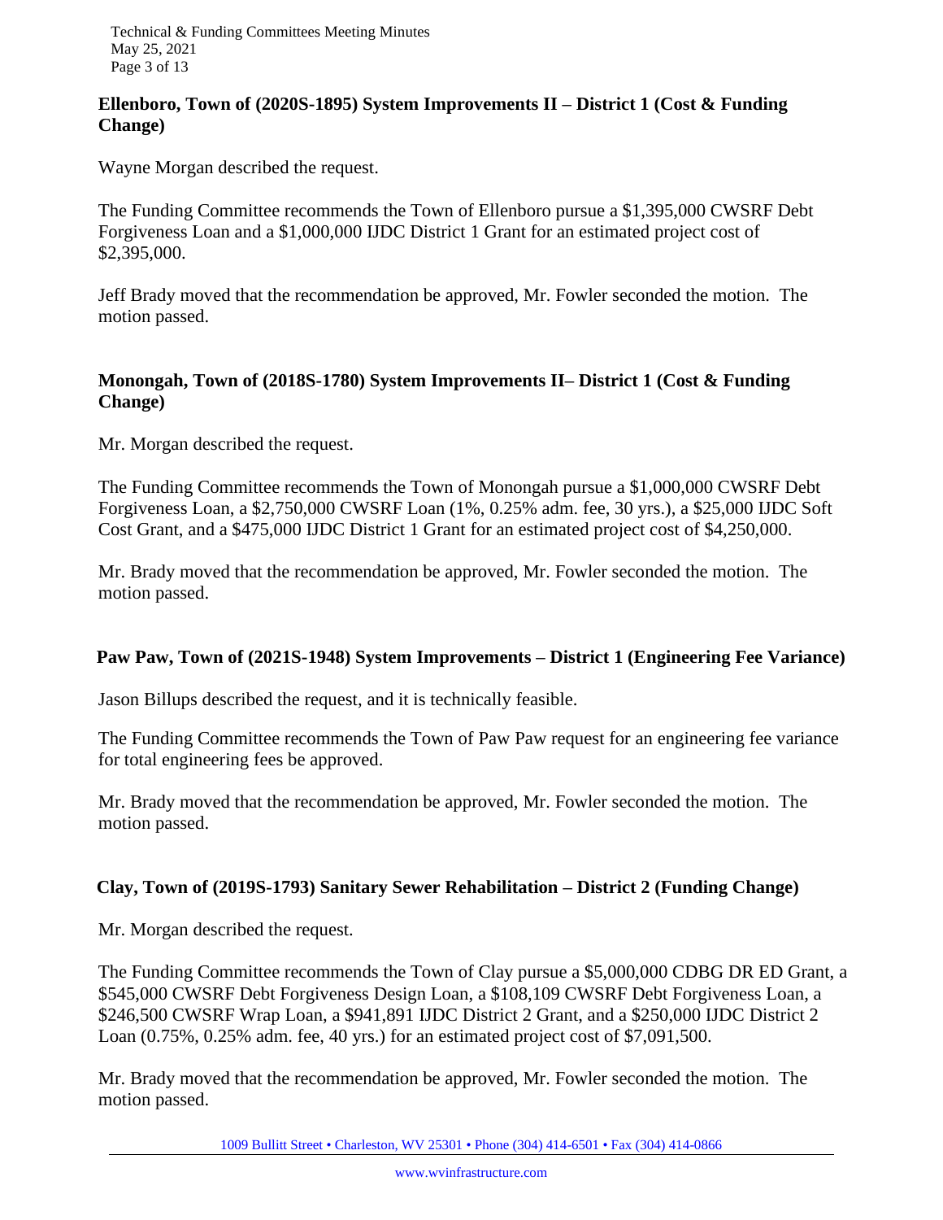**Ellenboro, Town of (2020S-1895) System Improvements II – District 1 (Cost & Funding Change)**

Wayne Morgan described the request.

The Funding Committee recommends the Town of Ellenboro pursue a $1,395,000 CWSRF Debt Forgiveness Loan and a $1,000,000 IJDC District 1 Grant for an estimated project cost of $2,395,000.

Jeff Brady moved that the recommendation be approved, Mr. Fowler seconded the motion. The motion passed.

**Monongah, Town of (2018S-1780) System Improvements II– District 1 (Cost & Funding Change)**

Mr. Morgan described the request.

The Funding Committee recommends the Town of Monongah pursue a $1,000,000 CWSRF Debt Forgiveness Loan, a $2,750,000 CWSRF Loan (1%, 0.25% adm. fee, 30 yrs.), a $25,000 IJDC Soft Cost Grant, and a $475,000 IJDC District 1 Grant for an estimated project cost of $4,250,000.

Mr. Brady moved that the recommendation be approved, Mr. Fowler seconded the motion. The motion passed.

**Paw Paw, Town of (2021S-1948) System Improvements – District 1 (Engineering Fee Variance)**

Jason Billups described the request, and it is technically feasible.

The Funding Committee recommends the Town of Paw Paw request for an engineering fee variance for total engineering fees be approved.

Mr. Brady moved that the recommendation be approved, Mr. Fowler seconded the motion. The motion passed.

**Clay, Town of (2019S-1793) Sanitary Sewer Rehabilitation – District 2 (Funding Change)**

Mr. Morgan described the request.

The Funding Committee recommends the Town of Clay pursue a $5,000,000 CDBG DR ED Grant, a $545,000 CWSRF Debt Forgiveness Design Loan, a $108,109 CWSRF Debt Forgiveness Loan, a $246,500 CWSRF Wrap Loan, a $941,891 IJDC District 2 Grant, and a $250,000 IJDC District 2 Loan (0.75%, 0.25% adm. fee, 40 yrs.) for an estimated project cost of $7,091,500.

Mr. Brady moved that the recommendation be approved, Mr. Fowler seconded the motion. The motion passed.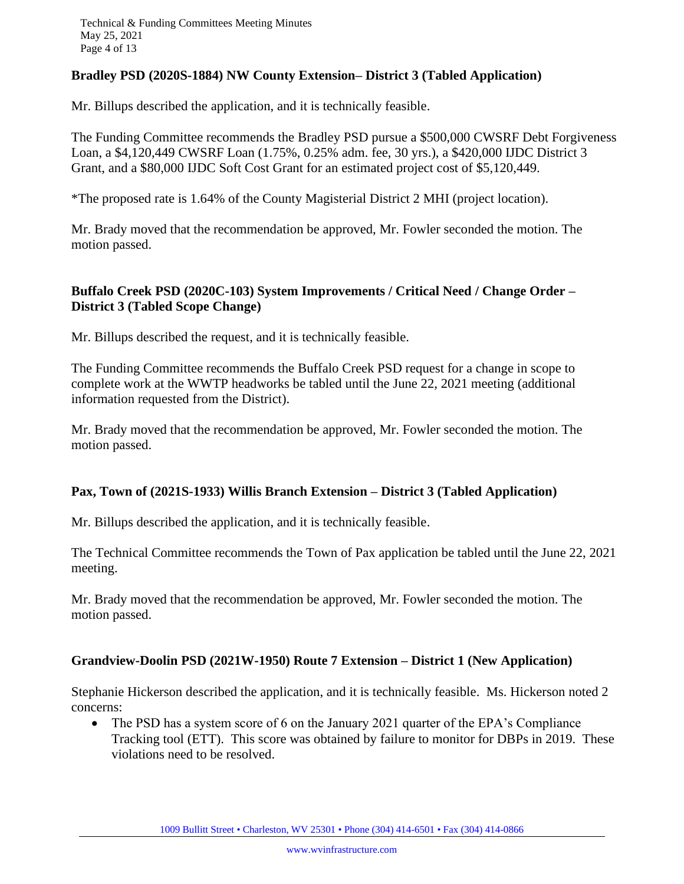**Bradley PSD (2020S-1884) NW County Extension– District 3 (Tabled Application)**

Mr. Billups described the application, and it is technically feasible.

The Funding Committee recommends the Bradley PSD pursue a $500,000 CWSRF Debt Forgiveness Loan, a $4,120,449 CWSRF Loan (1.75%, 0.25% adm. fee, 30 yrs.), a $420,000 IJDC District 3 Grant, and a $80,000 IJDC Soft Cost Grant for an estimated project cost of $5,120,449.

*The proposed rate is 1.64% of the County Magisterial District 2 MHI (project location).

Mr. Brady moved that the recommendation be approved, Mr. Fowler seconded the motion. The motion passed.

**Buffalo Creek PSD (2020C-103) System Improvements / Critical Need / Change Order – District 3 (Tabled Scope Change)**

Mr. Billups described the request, and it is technically feasible.

The Funding Committee recommends the Buffalo Creek PSD request for a change in scope to complete work at the WWTP headworks be tabled until the June 22, 2021 meeting (additional information requested from the District).

Mr. Brady moved that the recommendation be approved, Mr. Fowler seconded the motion. The motion passed.

**Pax, Town of (2021S-1933) Willis Branch Extension – District 3 (Tabled Application)**

Mr. Billups described the application, and it is technically feasible.

The Technical Committee recommends the Town of Pax application be tabled until the June 22, 2021 meeting.

Mr. Brady moved that the recommendation be approved, Mr. Fowler seconded the motion. The motion passed.

**Grandview-Doolin PSD (2021W-1950) Route 7 Extension – District 1 (New Application)**

Stephanie Hickerson described the application, and it is technically feasible. Ms. Hickerson noted 2 concerns:

- The PSD has a system score of 6 on the January 2021 quarter of the EPA's Compliance Tracking tool (ETT). This score was obtained by failure to monitor for DBPs in 2019. These violations need to be resolved.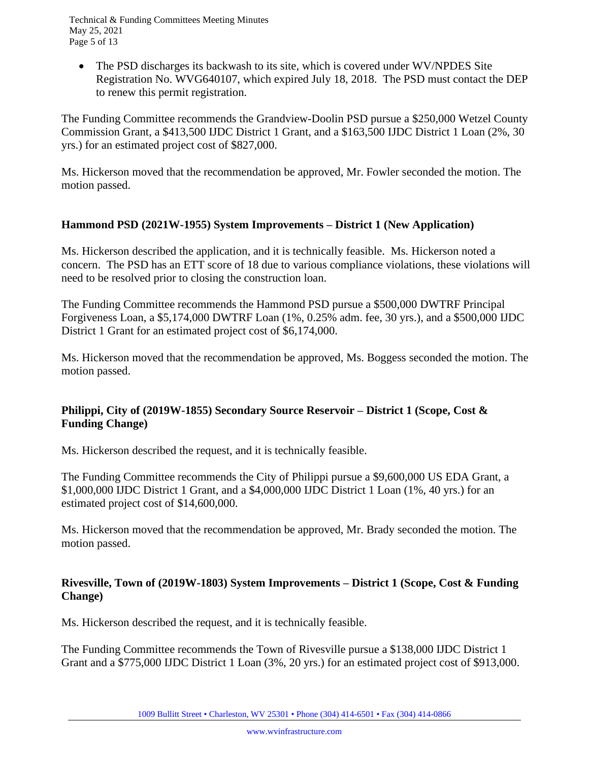- The PSD discharges its backwash to its site, which is covered under WV/NPDES Site Registration No. WVG640107, which expired July 18, 2018. The PSD must contact the DEP to renew this permit registration.

The Funding Committee recommends the Grandview-Doolin PSD pursue a $250,000 Wetzel County Commission Grant, a $413,500 IJDC District 1 Grant, and a $163,500 IJDC District 1 Loan (2%, 30 yrs.) for an estimated project cost of $827,000.

Ms. Hickerson moved that the recommendation be approved, Mr. Fowler seconded the motion. The motion passed.

**Hammond PSD (2021W-1955) System Improvements – District 1 (New Application)**

Ms. Hickerson described the application, and it is technically feasible. Ms. Hickerson noted a concern. The PSD has an ETT score of 18 due to various compliance violations, these violations will need to be resolved prior to closing the construction loan.

The Funding Committee recommends the Hammond PSD pursue a $500,000 DWTRF Principal Forgiveness Loan, a $5,174,000 DWTRF Loan (1%, 0.25% adm. fee, 30 yrs.), and a $500,000 IJDC District 1 Grant for an estimated project cost of $6,174,000.

Ms. Hickerson moved that the recommendation be approved, Ms. Boggess seconded the motion. The motion passed.

**Philippi, City of (2019W-1855) Secondary Source Reservoir – District 1 (Scope, Cost & Funding Change)**

Ms. Hickerson described the request, and it is technically feasible.

The Funding Committee recommends the City of Philippi pursue a $9,600,000 US EDA Grant, a $1,000,000 IJDC District 1 Grant, and a $4,000,000 IJDC District 1 Loan (1%, 40 yrs.) for an estimated project cost of $14,600,000.

Ms. Hickerson moved that the recommendation be approved, Mr. Brady seconded the motion. The motion passed.

**Rivesville, Town of (2019W-1803) System Improvements – District 1 (Scope, Cost & Funding Change)**

Ms. Hickerson described the request, and it is technically feasible.

The Funding Committee recommends the Town of Rivesville pursue a $138,000 IJDC District 1 Grant and a $775,000 IJDC District 1 Loan (3%, 20 yrs.) for an estimated project cost of $913,000.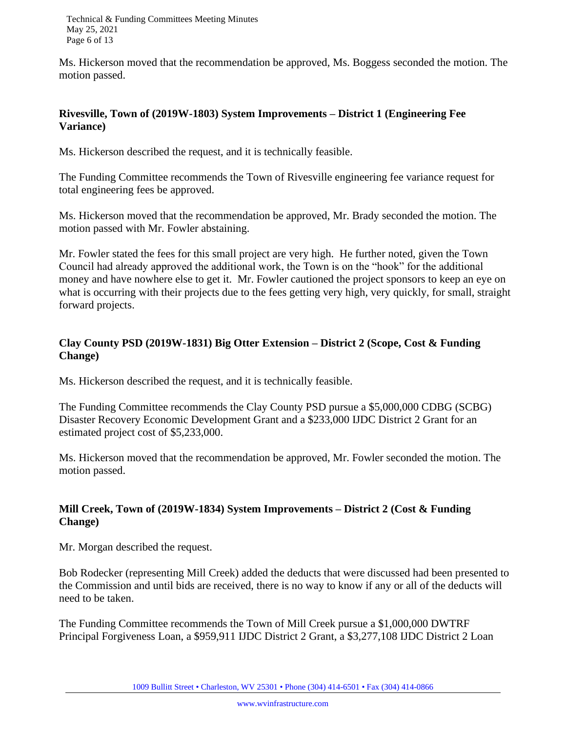Ms. Hickerson moved that the recommendation be approved, Ms. Boggess seconded the motion. The motion passed.

**Rivesville, Town of (2019W-1803) System Improvements – District 1 (Engineering Fee Variance)**

Ms. Hickerson described the request, and it is technically feasible.

The Funding Committee recommends the Town of Rivesville engineering fee variance request for total engineering fees be approved.

Ms. Hickerson moved that the recommendation be approved, Mr. Brady seconded the motion. The motion passed with Mr. Fowler abstaining.

Mr. Fowler stated the fees for this small project are very high. He further noted, given the Town Council had already approved the additional work, the Town is on the "hook" for the additional money and have nowhere else to get it. Mr. Fowler cautioned the project sponsors to keep an eye on what is occurring with their projects due to the fees getting very high, very quickly, for small, straight forward projects.

**Clay County PSD (2019W-1831) Big Otter Extension – District 2 (Scope, Cost & Funding Change)**

Ms. Hickerson described the request, and it is technically feasible.

The Funding Committee recommends the Clay County PSD pursue a $5,000,000 CDBG (SCBG) Disaster Recovery Economic Development Grant and a $233,000 IJDC District 2 Grant for an estimated project cost of $5,233,000.

Ms. Hickerson moved that the recommendation be approved, Mr. Fowler seconded the motion. The motion passed.

**Mill Creek, Town of (2019W-1834) System Improvements – District 2 (Cost & Funding Change)**

Mr. Morgan described the request.

Bob Rodecker (representing Mill Creek) added the deducts that were discussed had been presented to the Commission and until bids are received, there is no way to know if any or all of the deducts will need to be taken.

The Funding Committee recommends the Town of Mill Creek pursue a $1,000,000 DWTRF Principal Forgiveness Loan, a $959,911 IJDC District 2 Grant, a $3,277,108 IJDC District 2 Loan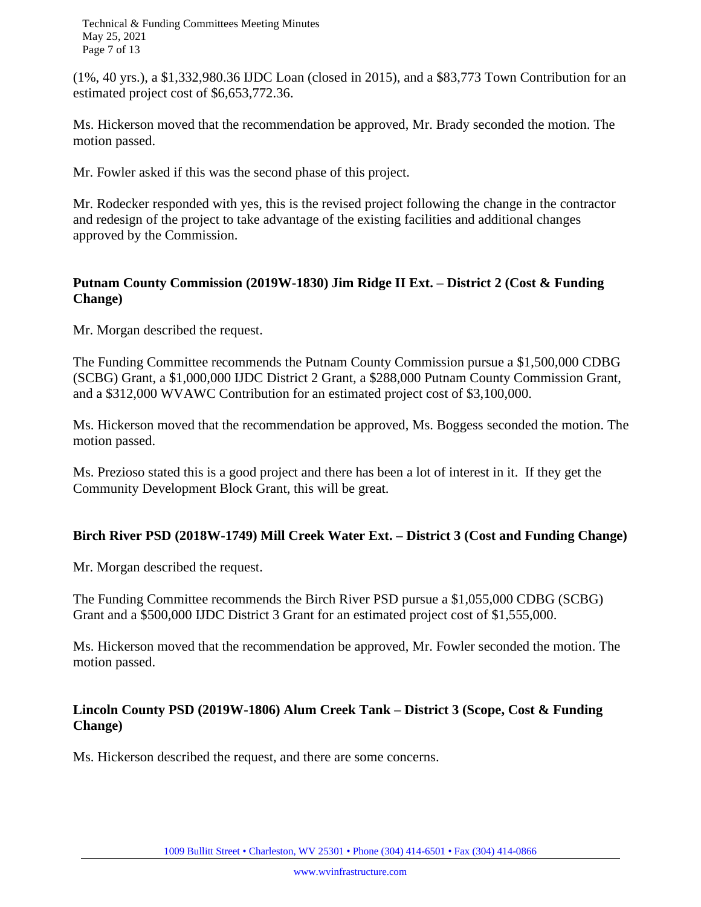(1%, 40 yrs.), a $1,332,980.36 IJDC Loan (closed in 2015), and a $83,773 Town Contribution for an estimated project cost of $6,653,772.36.

Ms. Hickerson moved that the recommendation be approved, Mr. Brady seconded the motion. The motion passed.

Mr. Fowler asked if this was the second phase of this project.

Mr. Rodecker responded with yes, this is the revised project following the change in the contractor and redesign of the project to take advantage of the existing facilities and additional changes approved by the Commission.

**Putnam County Commission (2019W-1830) Jim Ridge II Ext. – District 2 (Cost & Funding Change)**

Mr. Morgan described the request.

The Funding Committee recommends the Putnam County Commission pursue a $1,500,000 CDBG (SCBG) Grant, a $1,000,000 IJDC District 2 Grant, a $288,000 Putnam County Commission Grant, and a $312,000 WVAWC Contribution for an estimated project cost of $3,100,000.

Ms. Hickerson moved that the recommendation be approved, Ms. Boggess seconded the motion. The motion passed.

Ms. Prezioso stated this is a good project and there has been a lot of interest in it. If they get the Community Development Block Grant, this will be great.

**Birch River PSD (2018W-1749) Mill Creek Water Ext. – District 3 (Cost and Funding Change)**

Mr. Morgan described the request.

The Funding Committee recommends the Birch River PSD pursue a $1,055,000 CDBG (SCBG) Grant and a $500,000 IJDC District 3 Grant for an estimated project cost of $1,555,000.

Ms. Hickerson moved that the recommendation be approved, Mr. Fowler seconded the motion. The motion passed.

**Lincoln County PSD (2019W-1806) Alum Creek Tank – District 3 (Scope, Cost & Funding Change)**

Ms. Hickerson described the request, and there are some concerns.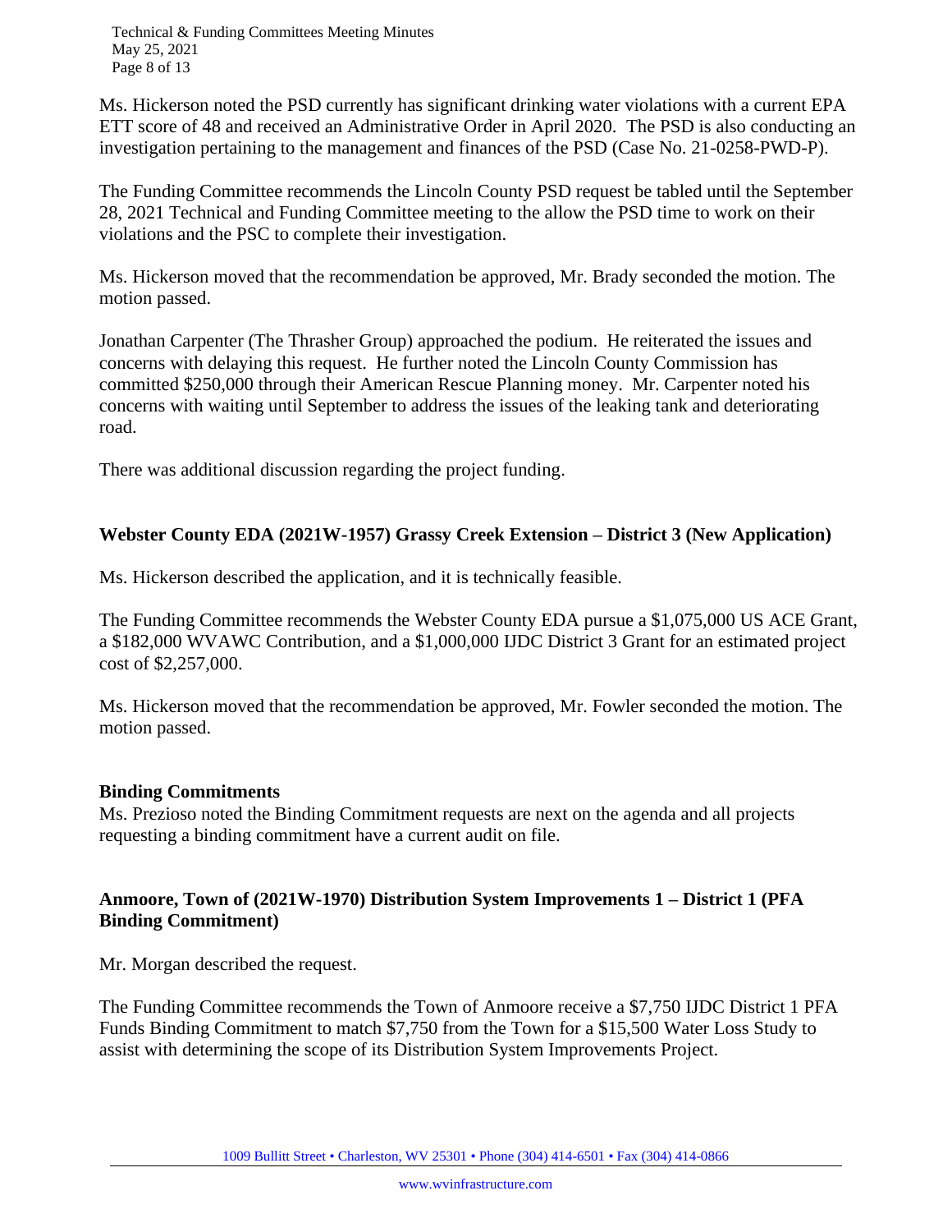Ms. Hickerson noted the PSD currently has significant drinking water violations with a current EPA ETT score of 48 and received an Administrative Order in April 2020. The PSD is also conducting an investigation pertaining to the management and finances of the PSD (Case No. 21-0258-PWD-P).

The Funding Committee recommends the Lincoln County PSD request be tabled until the September 28, 2021 Technical and Funding Committee meeting to the allow the PSD time to work on their violations and the PSC to complete their investigation.

Ms. Hickerson moved that the recommendation be approved, Mr. Brady seconded the motion. The motion passed.

Jonathan Carpenter (The Thrasher Group) approached the podium. He reiterated the issues and concerns with delaying this request. He further noted the Lincoln County Commission has committed $250,000 through their American Rescue Planning money. Mr. Carpenter noted his concerns with waiting until September to address the issues of the leaking tank and deteriorating road.

There was additional discussion regarding the project funding.

**Webster County EDA (2021W-1957) Grassy Creek Extension – District 3 (New Application)**

Ms. Hickerson described the application, and it is technically feasible.

The Funding Committee recommends the Webster County EDA pursue a $1,075,000 US ACE Grant, a $182,000 WVAWC Contribution, and a $1,000,000 IJDC District 3 Grant for an estimated project cost of $2,257,000.

Ms. Hickerson moved that the recommendation be approved, Mr. Fowler seconded the motion. The motion passed.

**Binding Commitments**

Ms. Prezioso noted the Binding Commitment requests are next on the agenda and all projects requesting a binding commitment have a current audit on file.

**Anmoore, Town of (2021W-1970) Distribution System Improvements 1 – District 1 (PFA Binding Commitment)**

Mr. Morgan described the request.

The Funding Committee recommends the Town of Anmoore receive a $7,750 IJDC District 1 PFA Funds Binding Commitment to match $7,750 from the Town for a $15,500 Water Loss Study to assist with determining the scope of its Distribution System Improvements Project.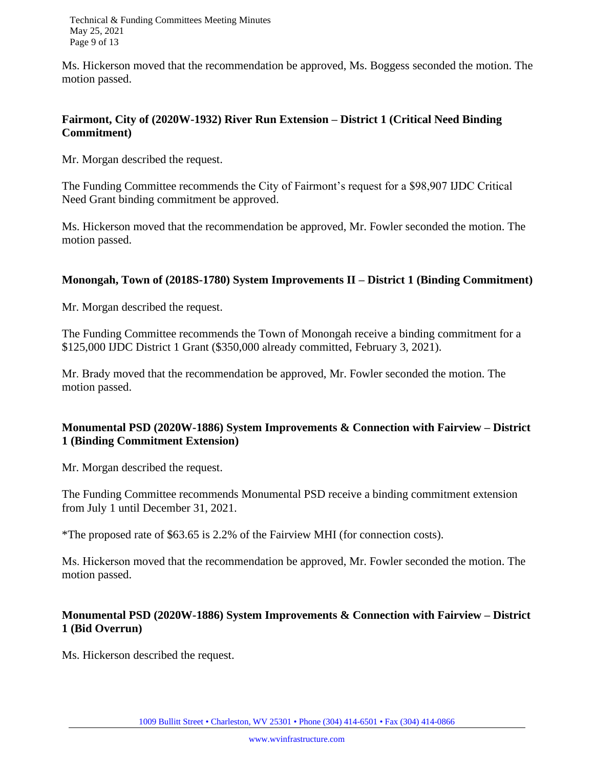Ms. Hickerson moved that the recommendation be approved, Ms. Boggess seconded the motion. The motion passed.

**Fairmont, City of (2020W-1932) River Run Extension – District 1 (Critical Need Binding Commitment)**

Mr. Morgan described the request.

The Funding Committee recommends the City of Fairmont's request for a $98,907 IJDC Critical Need Grant binding commitment be approved.

Ms. Hickerson moved that the recommendation be approved, Mr. Fowler seconded the motion. The motion passed.

**Monongah, Town of (2018S-1780) System Improvements II – District 1 (Binding Commitment)**

Mr. Morgan described the request.

The Funding Committee recommends the Town of Monongah receive a binding commitment for a $125,000 IJDC District 1 Grant ($350,000 already committed, February 3, 2021).

Mr. Brady moved that the recommendation be approved, Mr. Fowler seconded the motion. The motion passed.

**Monumental PSD (2020W-1886) System Improvements & Connection with Fairview – District 1 (Binding Commitment Extension)**

Mr. Morgan described the request.

The Funding Committee recommends Monumental PSD receive a binding commitment extension from July 1 until December 31, 2021.

*The proposed rate of $63.65 is 2.2% of the Fairview MHI (for connection costs).

Ms. Hickerson moved that the recommendation be approved, Mr. Fowler seconded the motion. The motion passed.

**Monumental PSD (2020W-1886) System Improvements & Connection with Fairview – District 1 (Bid Overrun)**

Ms. Hickerson described the request.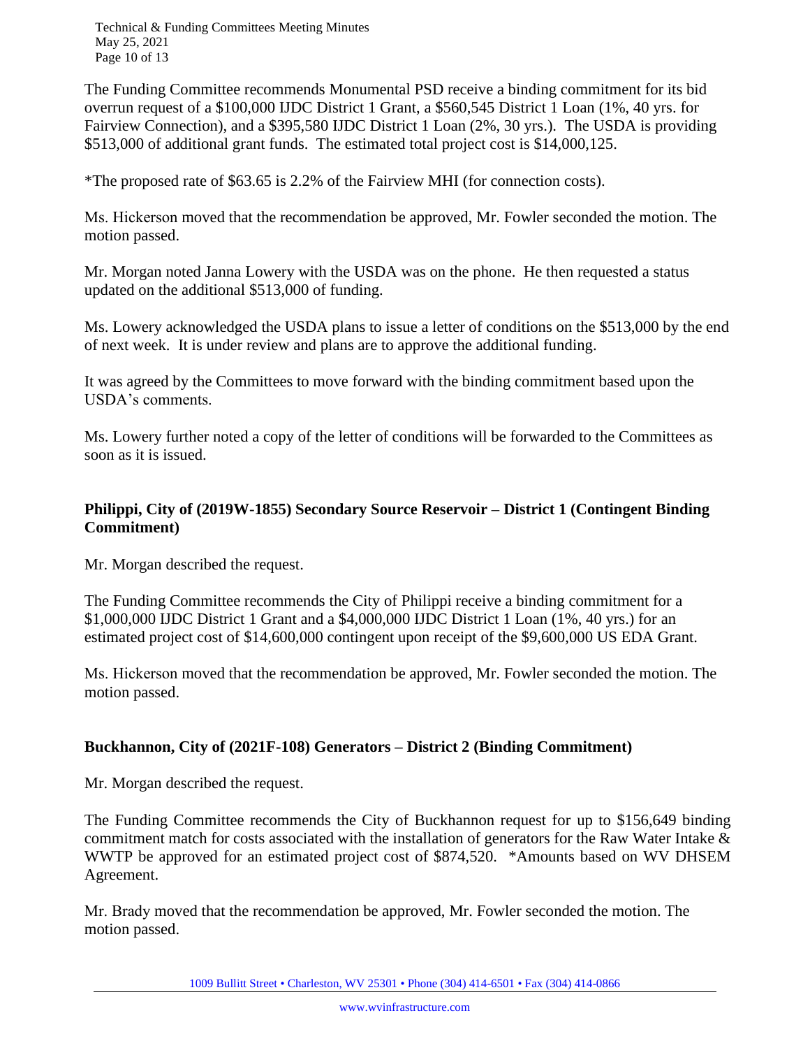The Funding Committee recommends Monumental PSD receive a binding commitment for its bid overrun request of a $100,000 IJDC District 1 Grant, a $560,545 District 1 Loan (1%, 40 yrs. for Fairview Connection), and a $395,580 IJDC District 1 Loan (2%, 30 yrs.). The USDA is providing $513,000 of additional grant funds. The estimated total project cost is $14,000,125.

*The proposed rate of $63.65 is 2.2% of the Fairview MHI (for connection costs).

Ms. Hickerson moved that the recommendation be approved, Mr. Fowler seconded the motion. The motion passed.

Mr. Morgan noted Janna Lowery with the USDA was on the phone. He then requested a status updated on the additional $513,000 of funding.

Ms. Lowery acknowledged the USDA plans to issue a letter of conditions on the $513,000 by the end of next week. It is under review and plans are to approve the additional funding.

It was agreed by the Committees to move forward with the binding commitment based upon the USDA's comments.

Ms. Lowery further noted a copy of the letter of conditions will be forwarded to the Committees as soon as it is issued.

**Philippi, City of (2019W-1855) Secondary Source Reservoir – District 1 (Contingent Binding Commitment)**

Mr. Morgan described the request.

The Funding Committee recommends the City of Philippi receive a binding commitment for a $1,000,000 IJDC District 1 Grant and a $4,000,000 IJDC District 1 Loan (1%, 40 yrs.) for an estimated project cost of $14,600,000 contingent upon receipt of the $9,600,000 US EDA Grant.

Ms. Hickerson moved that the recommendation be approved, Mr. Fowler seconded the motion. The motion passed.

**Buckhannon, City of (2021F-108) Generators – District 2 (Binding Commitment)**

Mr. Morgan described the request.

The Funding Committee recommends the City of Buckhannon request for up to $156,649 binding commitment match for costs associated with the installation of generators for the Raw Water Intake & WWTP be approved for an estimated project cost of $874,520. *Amounts based on WV DHSEM Agreement.

Mr. Brady moved that the recommendation be approved, Mr. Fowler seconded the motion. The motion passed.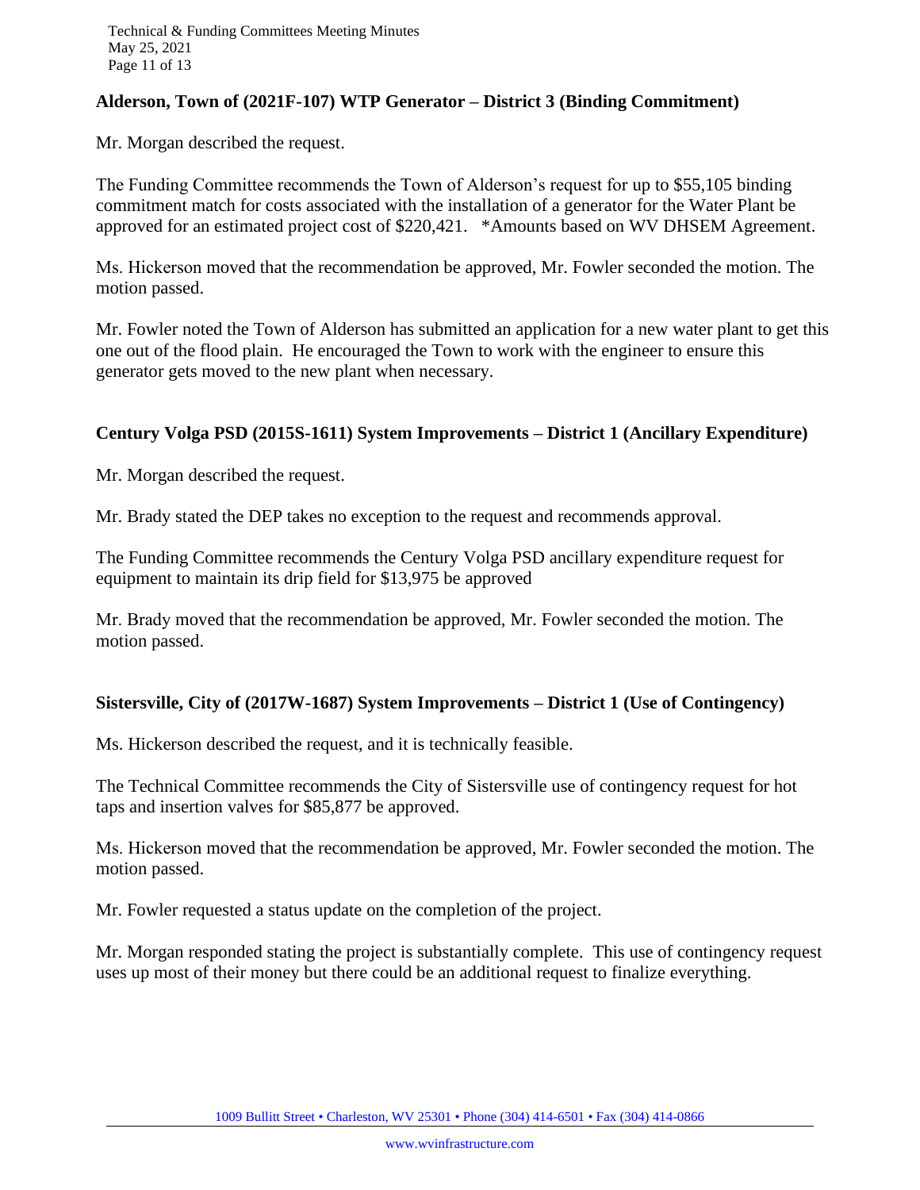**Alderson, Town of (2021F-107) WTP Generator – District 3 (Binding Commitment)**

Mr. Morgan described the request.

The Funding Committee recommends the Town of Alderson's request for up to $55,105 binding commitment match for costs associated with the installation of a generator for the Water Plant be approved for an estimated project cost of $220,421. *Amounts based on WV DHSEM Agreement.

Ms. Hickerson moved that the recommendation be approved, Mr. Fowler seconded the motion. The motion passed.

Mr. Fowler noted the Town of Alderson has submitted an application for a new water plant to get this one out of the flood plain. He encouraged the Town to work with the engineer to ensure this generator gets moved to the new plant when necessary.

**Century Volga PSD (2015S-1611) System Improvements – District 1 (Ancillary Expenditure)**

Mr. Morgan described the request.

Mr. Brady stated the DEP takes no exception to the request and recommends approval.

The Funding Committee recommends the Century Volga PSD ancillary expenditure request for equipment to maintain its drip field for $13,975 be approved

Mr. Brady moved that the recommendation be approved, Mr. Fowler seconded the motion. The motion passed.

**Sistersville, City of (2017W-1687) System Improvements – District 1 (Use of Contingency)**

Ms. Hickerson described the request, and it is technically feasible.

The Technical Committee recommends the City of Sistersville use of contingency request for hot taps and insertion valves for $85,877 be approved.

Ms. Hickerson moved that the recommendation be approved, Mr. Fowler seconded the motion. The motion passed.

Mr. Fowler requested a status update on the completion of the project.

Mr. Morgan responded stating the project is substantially complete. This use of contingency request uses up most of their money but there could be an additional request to finalize everything.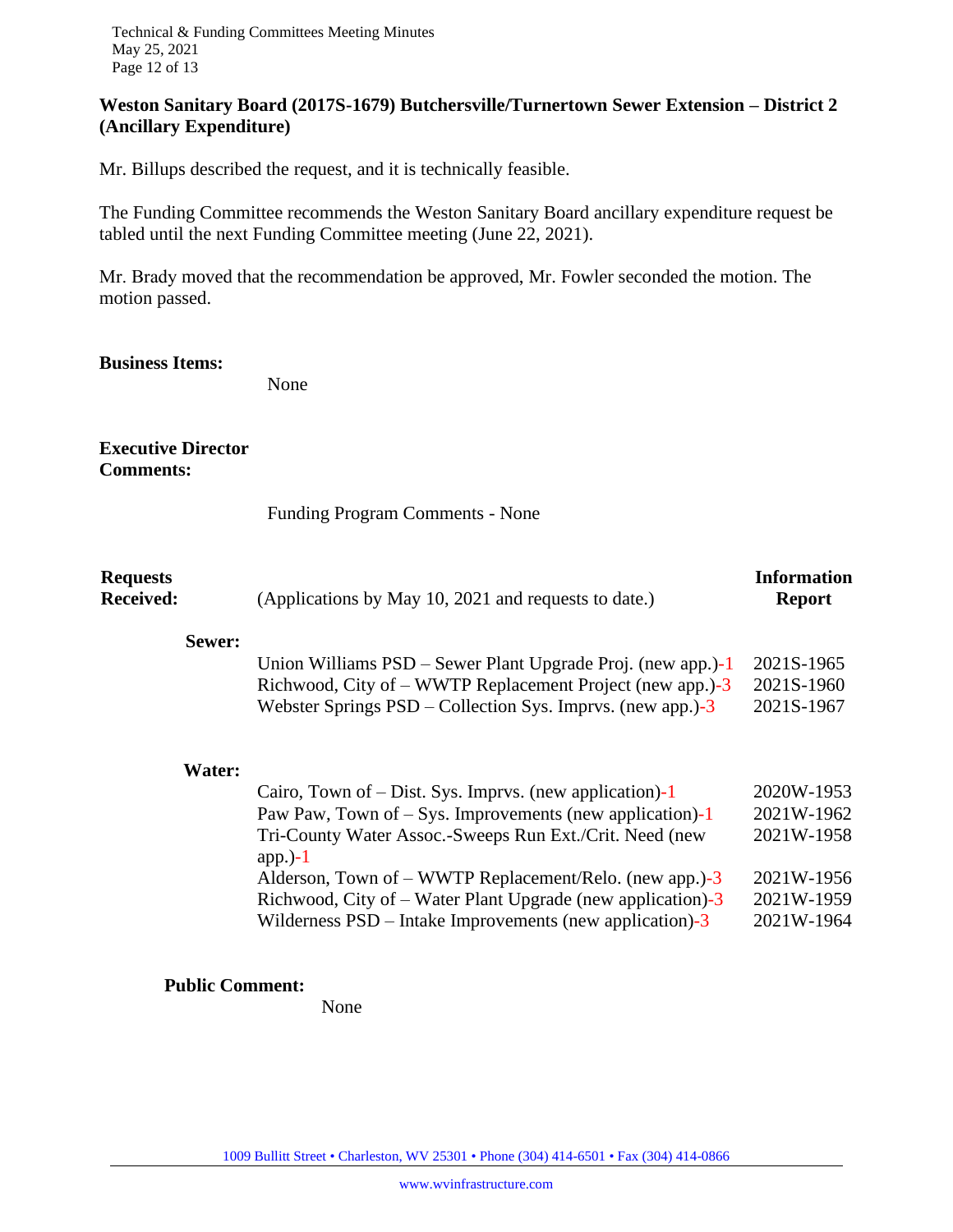**Weston Sanitary Board (2017S-1679) Butchersville/Turnertown Sewer Extension – District 2 (Ancillary Expenditure)**

Mr. Billups described the request, and it is technically feasible.

The Funding Committee recommends the Weston Sanitary Board ancillary expenditure request be tabled until the next Funding Committee meeting (June 22, 2021).

Mr. Brady moved that the recommendation be approved, Mr. Fowler seconded the motion. The motion passed.

**Business Items:**

None

**Executive Director Comments:**

Funding Program Comments - None

**Requests Received:** (Applications by May 10, 2021 and requests to date.)

| | | Information Report |
|---|---|---|
| **Sewer:** | | |
| | Union Williams PSD – Sewer Plant Upgrade Proj. (new app.)-1 | 2021S-1965 |
| | Richwood, City of – WWTP Replacement Project (new app.)-3 | 2021S-1960 |
| | Webster Springs PSD – Collection Sys. Imprvs. (new app.)-3 | 2021S-1967 |
| **Water:** | | |
| | Cairo, Town of – Dist. Sys. Imprvs. (new application)-1 | 2020W-1953 |
| | Paw Paw, Town of – Sys. Improvements (new application)-1 | 2021W-1962 |
| | Tri-County Water Assoc.-Sweeps Run Ext./Crit. Need (new app.)-1 | 2021W-1958 |
| | Alderson, Town of – WWTP Replacement/Relo. (new app.)-3 | 2021W-1956 |
| | Richwood, City of – Water Plant Upgrade (new application)-3 | 2021W-1959 |
| | Wilderness PSD – Intake Improvements (new application)-3 | 2021W-1964 |

**Public Comment:**

None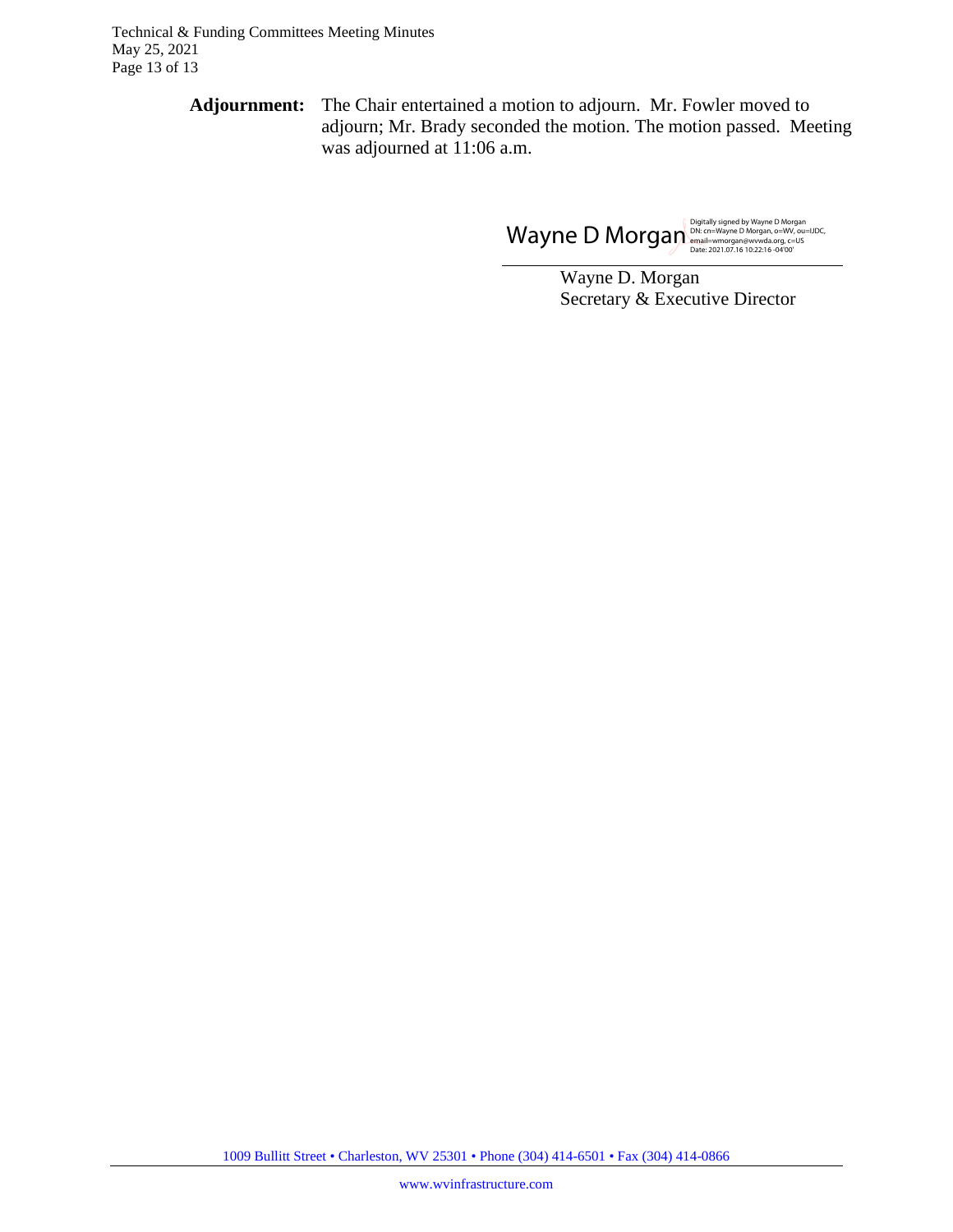**Adjournment:** The Chair entertained a motion to adjourn. Mr. Fowler moved to adjourn; Mr. Brady seconded the motion. The motion passed. Meeting was adjourned at 11:06 a.m.

Wayne D Morgan
Digitally signed by Wayne D Morgan
DN: cn=Wayne D Morgan, o=WV, ou=IJDC, email=wmorgan@wvwda.org, c=US
Date: 2021.07.16 10:22:16 -04'00'

Wayne D. Morgan
Secretary & Executive Director

1009 Bullitt Street • Charleston, WV 25301 • Phone (304) 414-6501 • Fax (304) 414-0866

www.wvinfrastructure.com